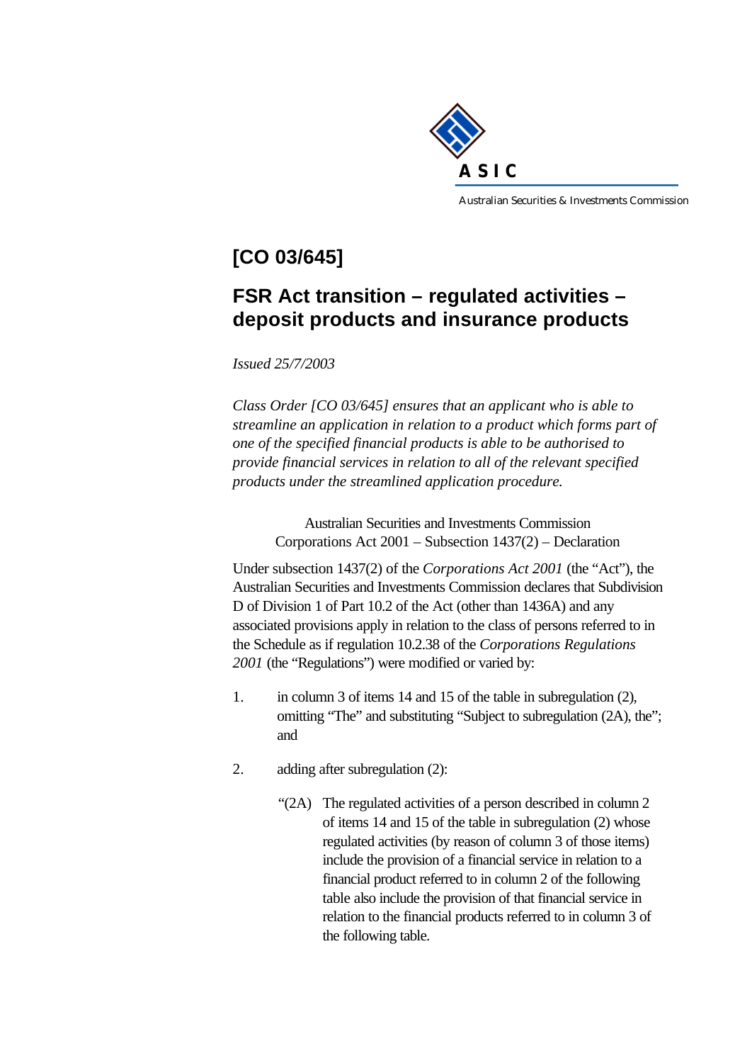ASIC

Australian Securities & Investments Commission

# [CO 03/645]

## FSR Act transition – regulated activities – deposit products and insurance products

*Issued 25/7/2003*

*Class Order [CO 03/645] ensures that an applicant who is able to streamline an application in relation to a product which forms part of one of the specified financial products is able to be authorised to provide financial services in relation to all of the relevant specified products under the streamlined application procedure.*

Australian Securities and Investments Commission
Corporations Act 2001 – Subsection 1437(2) – Declaration

Under subsection 1437(2) of the *Corporations Act 2001* (the "Act"), the Australian Securities and Investments Commission declares that Subdivision D of Division 1 of Part 10.2 of the Act (other than 1436A) and any associated provisions apply in relation to the class of persons referred to in the Schedule as if regulation 10.2.38 of the *Corporations Regulations 2001* (the "Regulations") were modified or varied by:

1. in column 3 of items 14 and 15 of the table in subregulation (2), omitting "The" and substituting "Subject to subregulation (2A), the"; and

2. adding after subregulation (2):

   "(2A) The regulated activities of a person described in column 2 of items 14 and 15 of the table in subregulation (2) whose regulated activities (by reason of column 3 of those items) include the provision of a financial service in relation to a financial product referred to in column 2 of the following table also include the provision of that financial service in relation to the financial products referred to in column 3 of the following table.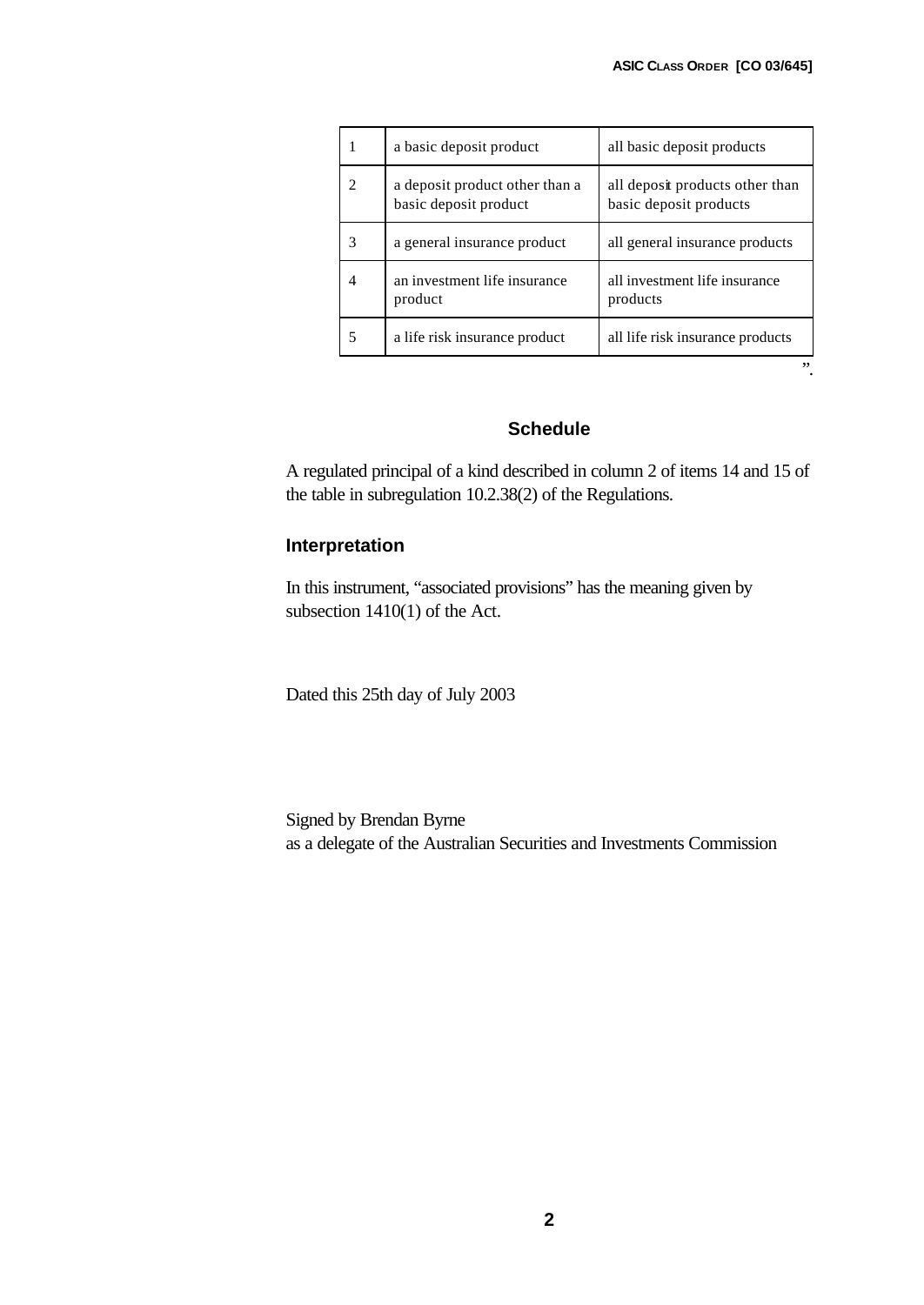| | | |
|---|---|---|
| 1 | a basic deposit product | all basic deposit products |
| 2 | a deposit product other than a basic deposit product | all deposit products other than basic deposit products |
| 3 | a general insurance product | all general insurance products |
| 4 | an investment life insurance product | all investment life insurance products |
| 5 | a life risk insurance product | all life risk insurance products |

".

## Schedule

A regulated principal of a kind described in column 2 of items 14 and 15 of the table in subregulation 10.2.38(2) of the Regulations.

### Interpretation

In this instrument, "associated provisions" has the meaning given by subsection 1410(1) of the Act.

Dated this 25th day of July 2003

Signed by Brendan Byrne
as a delegate of the Australian Securities and Investments Commission